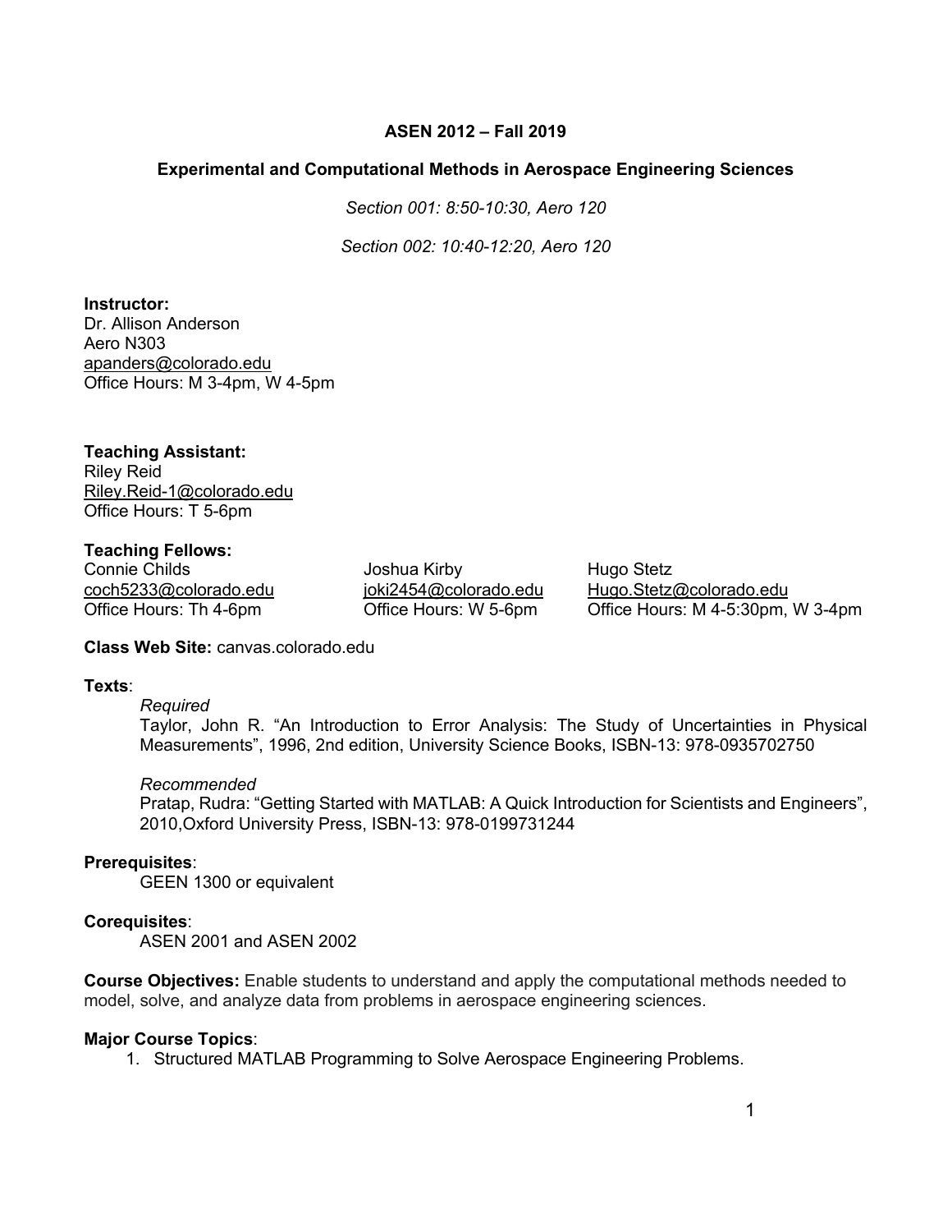# ASEN 2012 – Fall 2019

## Experimental and Computational Methods in Aerospace Engineering Sciences

*Section 001: 8:50-10:30, Aero 120*

*Section 002: 10:40-12:20, Aero 120*

**Instructor:**
Dr. Allison Anderson
Aero N303
apanders@colorado.edu
Office Hours: M 3-4pm, W 4-5pm

**Teaching Assistant:**
Riley Reid
Riley.Reid-1@colorado.edu
Office Hours: T 5-6pm

**Teaching Fellows:**

Connie Childs
coch5233@colorado.edu
Office Hours: Th 4-6pm

Joshua Kirby
joki2454@colorado.edu
Office Hours: W 5-6pm

Hugo Stetz
Hugo.Stetz@colorado.edu
Office Hours: M 4-5:30pm, W 3-4pm

**Class Web Site:** canvas.colorado.edu

**Texts**:

*Required*
Taylor, John R. "An Introduction to Error Analysis: The Study of Uncertainties in Physical Measurements", 1996, 2nd edition, University Science Books, ISBN-13: 978-0935702750

*Recommended*
Pratap, Rudra: "Getting Started with MATLAB: A Quick Introduction for Scientists and Engineers", 2010,Oxford University Press, ISBN-13: 978-0199731244

**Prerequisites**:
GEEN 1300 or equivalent

**Corequisites**:
ASEN 2001 and ASEN 2002

**Course Objectives:** Enable students to understand and apply the computational methods needed to model, solve, and analyze data from problems in aerospace engineering sciences.

**Major Course Topics**:

1. Structured MATLAB Programming to Solve Aerospace Engineering Problems.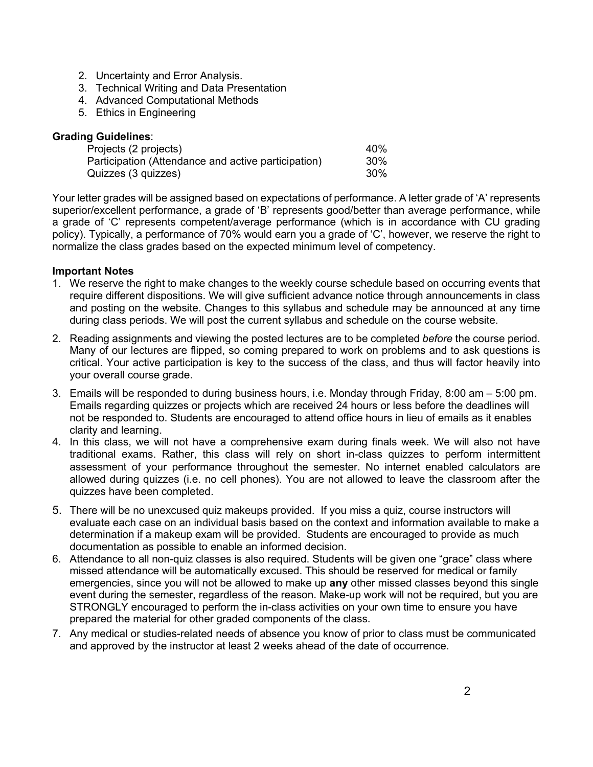2. Uncertainty and Error Analysis.
3. Technical Writing and Data Presentation
4. Advanced Computational Methods
5. Ethics in Engineering

**Grading Guidelines**:

| | |
|---|---|
| Projects (2 projects) | 40% |
| Participation (Attendance and active participation) | 30% |
| Quizzes (3 quizzes) | 30% |

Your letter grades will be assigned based on expectations of performance. A letter grade of 'A' represents superior/excellent performance, a grade of 'B' represents good/better than average performance, while a grade of 'C' represents competent/average performance (which is in accordance with CU grading policy). Typically, a performance of 70% would earn you a grade of 'C', however, we reserve the right to normalize the class grades based on the expected minimum level of competency.

**Important Notes**

1. We reserve the right to make changes to the weekly course schedule based on occurring events that require different dispositions. We will give sufficient advance notice through announcements in class and posting on the website. Changes to this syllabus and schedule may be announced at any time during class periods. We will post the current syllabus and schedule on the course website.
2. Reading assignments and viewing the posted lectures are to be completed *before* the course period. Many of our lectures are flipped, so coming prepared to work on problems and to ask questions is critical. Your active participation is key to the success of the class, and thus will factor heavily into your overall course grade.
3. Emails will be responded to during business hours, i.e. Monday through Friday, 8:00 am – 5:00 pm. Emails regarding quizzes or projects which are received 24 hours or less before the deadlines will not be responded to. Students are encouraged to attend office hours in lieu of emails as it enables clarity and learning.
4. In this class, we will not have a comprehensive exam during finals week. We will also not have traditional exams. Rather, this class will rely on short in-class quizzes to perform intermittent assessment of your performance throughout the semester. No internet enabled calculators are allowed during quizzes (i.e. no cell phones). You are not allowed to leave the classroom after the quizzes have been completed.
5. There will be no unexcused quiz makeups provided. If you miss a quiz, course instructors will evaluate each case on an individual basis based on the context and information available to make a determination if a makeup exam will be provided. Students are encouraged to provide as much documentation as possible to enable an informed decision.
6. Attendance to all non-quiz classes is also required. Students will be given one "grace" class where missed attendance will be automatically excused. This should be reserved for medical or family emergencies, since you will not be allowed to make up **any** other missed classes beyond this single event during the semester, regardless of the reason. Make-up work will not be required, but you are STRONGLY encouraged to perform the in-class activities on your own time to ensure you have prepared the material for other graded components of the class.
7. Any medical or studies-related needs of absence you know of prior to class must be communicated and approved by the instructor at least 2 weeks ahead of the date of occurrence.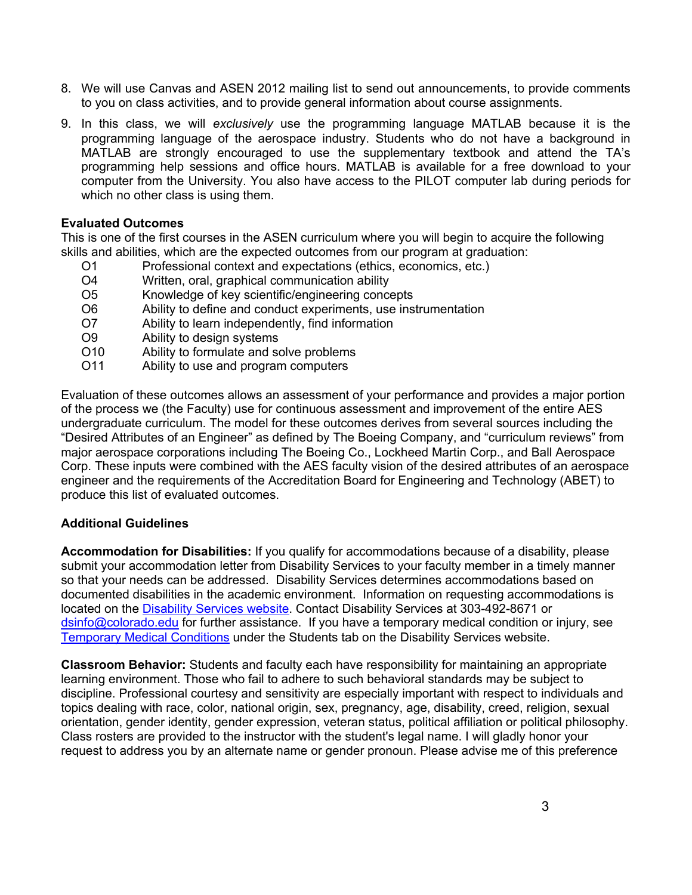8. We will use Canvas and ASEN 2012 mailing list to send out announcements, to provide comments to you on class activities, and to provide general information about course assignments.
9. In this class, we will *exclusively* use the programming language MATLAB because it is the programming language of the aerospace industry. Students who do not have a background in MATLAB are strongly encouraged to use the supplementary textbook and attend the TA's programming help sessions and office hours. MATLAB is available for a free download to your computer from the University. You also have access to the PILOT computer lab during periods for which no other class is using them.

**Evaluated Outcomes**

This is one of the first courses in the ASEN curriculum where you will begin to acquire the following skills and abilities, which are the expected outcomes from our program at graduation:

- O1 Professional context and expectations (ethics, economics, etc.)
- O4 Written, oral, graphical communication ability
- O5 Knowledge of key scientific/engineering concepts
- O6 Ability to define and conduct experiments, use instrumentation
- O7 Ability to learn independently, find information
- O9 Ability to design systems
- O10 Ability to formulate and solve problems
- O11 Ability to use and program computers

Evaluation of these outcomes allows an assessment of your performance and provides a major portion of the process we (the Faculty) use for continuous assessment and improvement of the entire AES undergraduate curriculum. The model for these outcomes derives from several sources including the "Desired Attributes of an Engineer" as defined by The Boeing Company, and "curriculum reviews" from major aerospace corporations including The Boeing Co., Lockheed Martin Corp., and Ball Aerospace Corp. These inputs were combined with the AES faculty vision of the desired attributes of an aerospace engineer and the requirements of the Accreditation Board for Engineering and Technology (ABET) to produce this list of evaluated outcomes.

**Additional Guidelines**

**Accommodation for Disabilities:** If you qualify for accommodations because of a disability, please submit your accommodation letter from Disability Services to your faculty member in a timely manner so that your needs can be addressed. Disability Services determines accommodations based on documented disabilities in the academic environment. Information on requesting accommodations is located on the Disability Services website. Contact Disability Services at 303-492-8671 or dsinfo@colorado.edu for further assistance. If you have a temporary medical condition or injury, see Temporary Medical Conditions under the Students tab on the Disability Services website.

**Classroom Behavior:** Students and faculty each have responsibility for maintaining an appropriate learning environment. Those who fail to adhere to such behavioral standards may be subject to discipline. Professional courtesy and sensitivity are especially important with respect to individuals and topics dealing with race, color, national origin, sex, pregnancy, age, disability, creed, religion, sexual orientation, gender identity, gender expression, veteran status, political affiliation or political philosophy. Class rosters are provided to the instructor with the student's legal name. I will gladly honor your request to address you by an alternate name or gender pronoun. Please advise me of this preference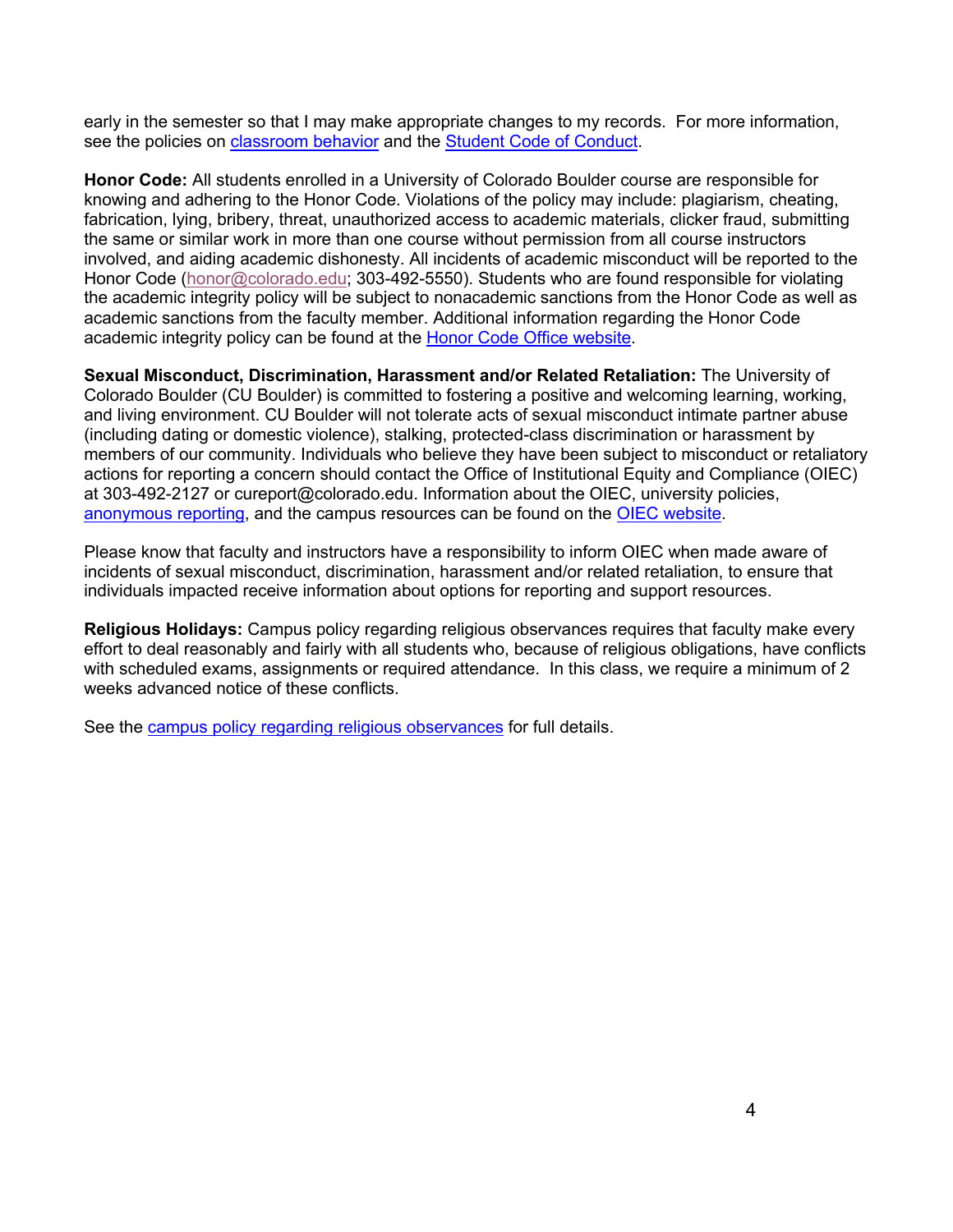early in the semester so that I may make appropriate changes to my records. For more information, see the policies on classroom behavior and the Student Code of Conduct.

**Honor Code:** All students enrolled in a University of Colorado Boulder course are responsible for knowing and adhering to the Honor Code. Violations of the policy may include: plagiarism, cheating, fabrication, lying, bribery, threat, unauthorized access to academic materials, clicker fraud, submitting the same or similar work in more than one course without permission from all course instructors involved, and aiding academic dishonesty. All incidents of academic misconduct will be reported to the Honor Code (honor@colorado.edu; 303-492-5550). Students who are found responsible for violating the academic integrity policy will be subject to nonacademic sanctions from the Honor Code as well as academic sanctions from the faculty member. Additional information regarding the Honor Code academic integrity policy can be found at the Honor Code Office website.

**Sexual Misconduct, Discrimination, Harassment and/or Related Retaliation:** The University of Colorado Boulder (CU Boulder) is committed to fostering a positive and welcoming learning, working, and living environment. CU Boulder will not tolerate acts of sexual misconduct intimate partner abuse (including dating or domestic violence), stalking, protected-class discrimination or harassment by members of our community. Individuals who believe they have been subject to misconduct or retaliatory actions for reporting a concern should contact the Office of Institutional Equity and Compliance (OIEC) at 303-492-2127 or cureport@colorado.edu. Information about the OIEC, university policies, anonymous reporting, and the campus resources can be found on the OIEC website.

Please know that faculty and instructors have a responsibility to inform OIEC when made aware of incidents of sexual misconduct, discrimination, harassment and/or related retaliation, to ensure that individuals impacted receive information about options for reporting and support resources.

**Religious Holidays:** Campus policy regarding religious observances requires that faculty make every effort to deal reasonably and fairly with all students who, because of religious obligations, have conflicts with scheduled exams, assignments or required attendance. In this class, we require a minimum of 2 weeks advanced notice of these conflicts.

See the campus policy regarding religious observances for full details.